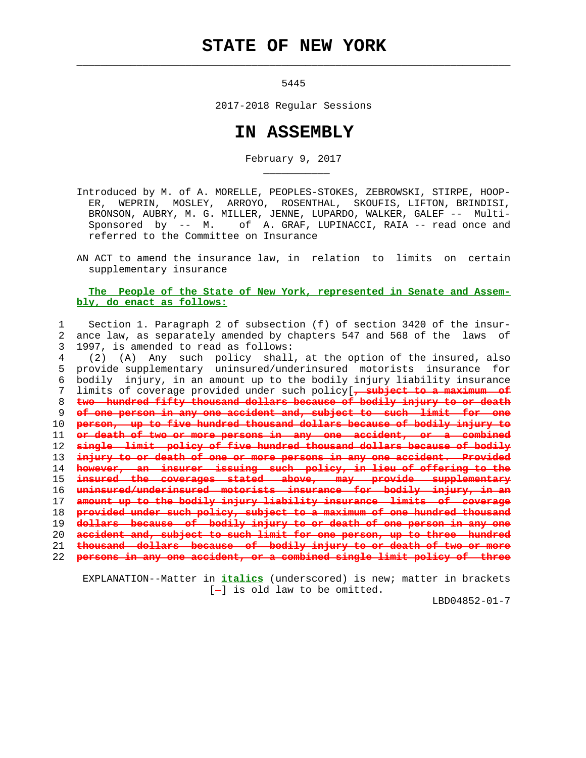# STATE OF NEW YORK

5445

2017-2018 Regular Sessions

# IN ASSEMBLY

February 9, 2017

Introduced by M. of A. MORELLE, PEOPLES-STOKES, ZEBROWSKI, STIRPE, HOOPER, WEPRIN, MOSLEY, ARROYO, ROSENTHAL, SKOUFIS, LIFTON, BRINDISI, BRONSON, AUBRY, M. G. MILLER, JENNE, LUPARDO, WALKER, GALEF -- Multi-Sponsored by -- M. of A. GRAF, LUPINACCI, RAIA -- read once and referred to the Committee on Insurance

AN ACT to amend the insurance law, in relation to limits on certain supplementary insurance

**The People of the State of New York, represented in Senate and Assembly, do enact as follows:**

1 Section 1. Paragraph 2 of subsection (f) of section 3420 of the insur-
2 ance law, as separately amended by chapters 547 and 568 of the laws of
3 1997, is amended to read as follows:
4 (2) (A) Any such policy shall, at the option of the insured, also
5 provide supplementary uninsured/underinsured motorists insurance for
6 bodily injury, in an amount up to the bodily injury liability insurance
7 limits of coverage provided under such policy[~~, subject to a maximum of~~
8 ~~two hundred fifty thousand dollars because of bodily injury to or death~~
9 ~~of one person in any one accident and, subject to such limit for one~~
10 ~~person, up to five hundred thousand dollars because of bodily injury to~~
11 ~~or death of two or more persons in any one accident, or a combined~~
12 ~~single limit policy of five hundred thousand dollars because of bodily~~
13 ~~injury to or death of one or more persons in any one accident. Provided~~
14 ~~however, an insurer issuing such policy, in lieu of offering to the~~
15 ~~insured the coverages stated above, may provide supplementary~~
16 ~~uninsured/underinsured motorists insurance for bodily injury, in an~~
17 ~~amount up to the bodily injury liability insurance limits of coverage~~
18 ~~provided under such policy, subject to a maximum of one hundred thousand~~
19 ~~dollars because of bodily injury to or death of one person in any one~~
20 ~~accident and, subject to such limit for one person, up to three hundred~~
21 ~~thousand dollars because of bodily injury to or death of two or more~~
22 ~~persons in any one accident, or a combined single limit policy of three~~

EXPLANATION--Matter in ***italics*** (underscored) is new; matter in brackets [~~-~~] is old law to be omitted.

LBD04852-01-7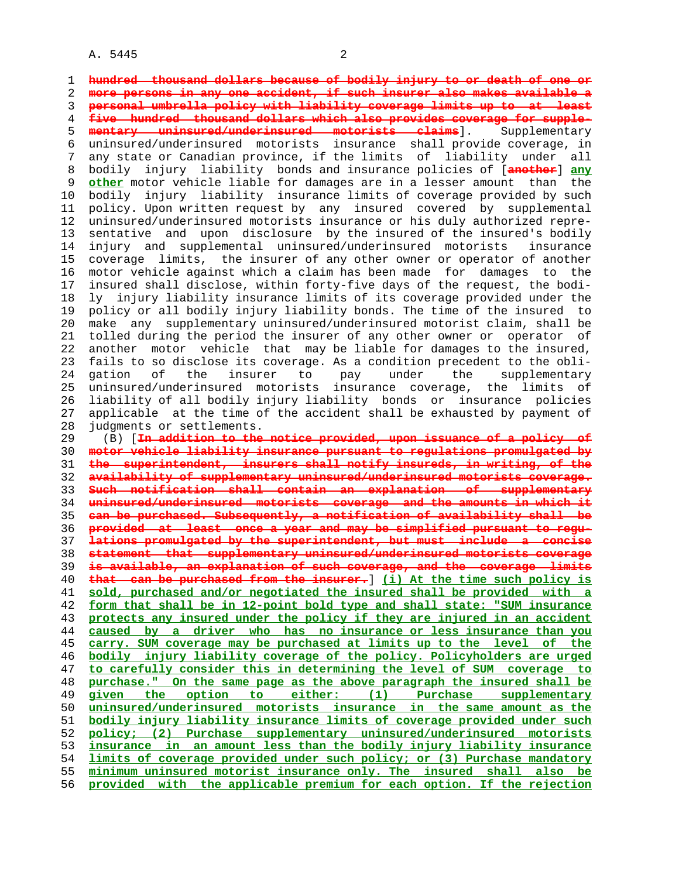~~hundred thousand dollars because of bodily injury to or death of one or more persons in any one accident, if such insurer also makes available a personal umbrella policy with liability coverage limits up to at least five hundred thousand dollars which also provides coverage for supplementary uninsured/underinsured motorists claims~~]. Supplementary uninsured/underinsured motorists insurance shall provide coverage, in any state or Canadian province, if the limits of liability under all bodily injury liability bonds and insurance policies of [~~another~~] **any other** motor vehicle liable for damages are in a lesser amount than the bodily injury liability insurance limits of coverage provided by such policy. Upon written request by any insured covered by supplemental uninsured/underinsured motorists insurance or his duly authorized representative and upon disclosure by the insured of the insured's bodily injury and supplemental uninsured/underinsured motorists insurance coverage limits, the insurer of any other owner or operator of another motor vehicle against which a claim has been made for damages to the insured shall disclose, within forty-five days of the request, the bodily injury liability insurance limits of its coverage provided under the policy or all bodily injury liability bonds. The time of the insured to make any supplementary uninsured/underinsured motorist claim, shall be tolled during the period the insurer of any other owner or operator of another motor vehicle that may be liable for damages to the insured, fails to so disclose its coverage. As a condition precedent to the obligation of the insurer to pay under the supplementary uninsured/underinsured motorists insurance coverage, the limits of liability of all bodily injury liability bonds or insurance policies applicable at the time of the accident shall be exhausted by payment of judgments or settlements.

(B) [~~In addition to the notice provided, upon issuance of a policy of motor vehicle liability insurance pursuant to regulations promulgated by the superintendent, insurers shall notify insureds, in writing, of the availability of supplementary uninsured/underinsured motorists coverage. Such notification shall contain an explanation of supplementary uninsured/underinsured motorists coverage and the amounts in which it can be purchased. Subsequently, a notification of availability shall be provided at least once a year and may be simplified pursuant to regulations promulgated by the superintendent, but must include a concise statement that supplementary uninsured/underinsured motorists coverage is available, an explanation of such coverage, and the coverage limits that can be purchased from the insurer.~~] **(i) At the time such policy is sold, purchased and/or negotiated the insured shall be provided with a form that shall be in 12-point bold type and shall state: "SUM insurance protects any insured under the policy if they are injured in an accident caused by a driver who has no insurance or less insurance than you carry. SUM coverage may be purchased at limits up to the level of the bodily injury liability coverage of the policy. Policyholders are urged to carefully consider this in determining the level of SUM coverage to purchase." On the same page as the above paragraph the insured shall be given the option to either: (1) Purchase supplementary uninsured/underinsured motorists insurance in the same amount as the bodily injury liability insurance limits of coverage provided under such policy; (2) Purchase supplementary uninsured/underinsured motorists insurance in an amount less than the bodily injury liability insurance limits of coverage provided under such policy; or (3) Purchase mandatory minimum uninsured motorist insurance only. The insured shall also be provided with the applicable premium for each option. If the rejection**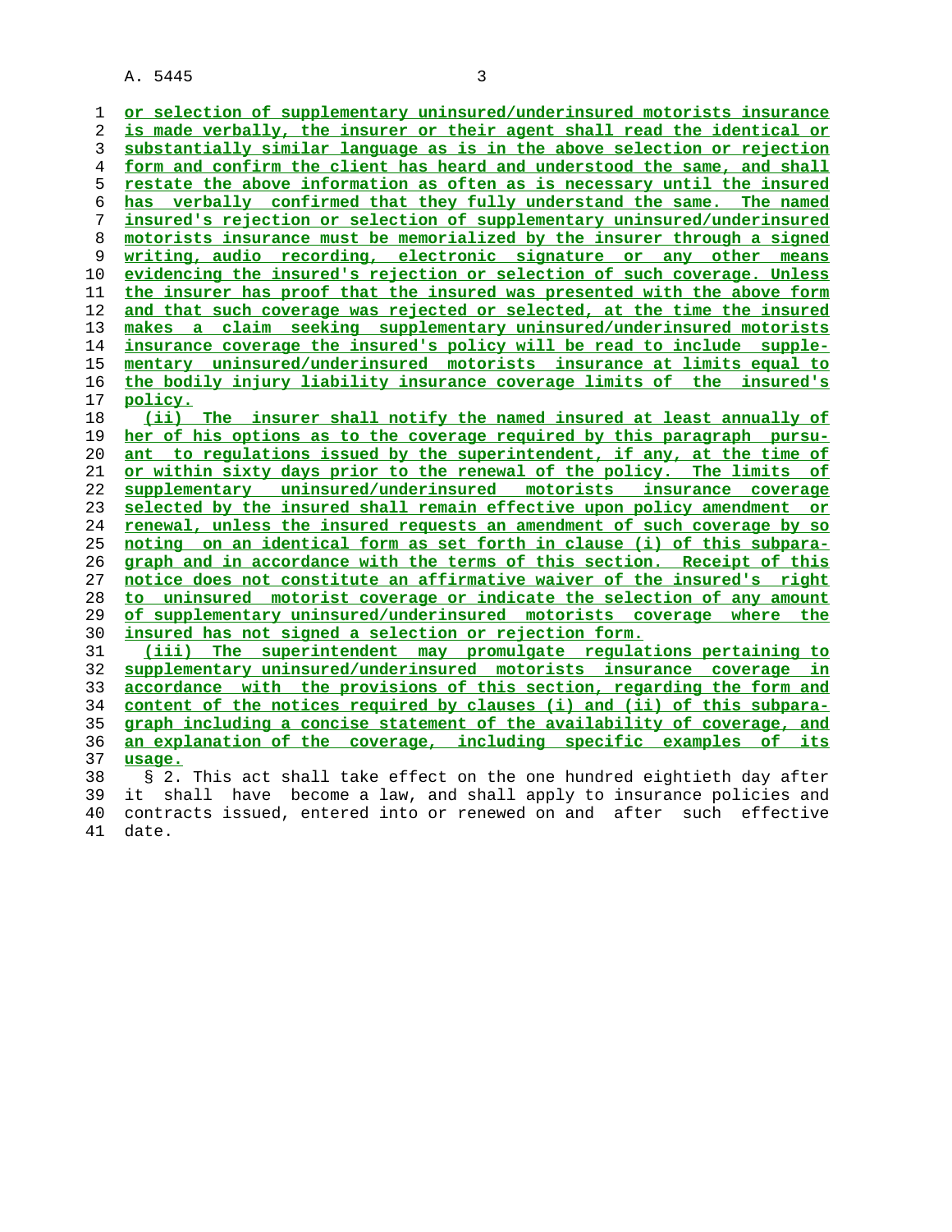or selection of supplementary uninsured/underinsured motorists insurance is made verbally, the insurer or their agent shall read the identical or substantially similar language as is in the above selection or rejection form and confirm the client has heard and understood the same, and shall restate the above information as often as is necessary until the insured has verbally confirmed that they fully understand the same. The named insured's rejection or selection of supplementary uninsured/underinsured motorists insurance must be memorialized by the insurer through a signed writing, audio recording, electronic signature or any other means evidencing the insured's rejection or selection of such coverage. Unless the insurer has proof that the insured was presented with the above form and that such coverage was rejected or selected, at the time the insured makes a claim seeking supplementary uninsured/underinsured motorists insurance coverage the insured's policy will be read to include supplementary uninsured/underinsured motorists insurance at limits equal to the bodily injury liability insurance coverage limits of the insured's policy.

(ii) The insurer shall notify the named insured at least annually of her of his options as to the coverage required by this paragraph pursuant to regulations issued by the superintendent, if any, at the time of or within sixty days prior to the renewal of the policy. The limits of supplementary uninsured/underinsured motorists insurance coverage selected by the insured shall remain effective upon policy amendment or renewal, unless the insured requests an amendment of such coverage by so noting on an identical form as set forth in clause (i) of this subparagraph and in accordance with the terms of this section. Receipt of this notice does not constitute an affirmative waiver of the insured's right to uninsured motorist coverage or indicate the selection of any amount of supplementary uninsured/underinsured motorists coverage where the insured has not signed a selection or rejection form.

(iii) The superintendent may promulgate regulations pertaining to supplementary uninsured/underinsured motorists insurance coverage in accordance with the provisions of this section, regarding the form and content of the notices required by clauses (i) and (ii) of this subparagraph including a concise statement of the availability of coverage, and an explanation of the coverage, including specific examples of its usage.

§ 2. This act shall take effect on the one hundred eightieth day after it shall have become a law, and shall apply to insurance policies and contracts issued, entered into or renewed on and after such effective date.